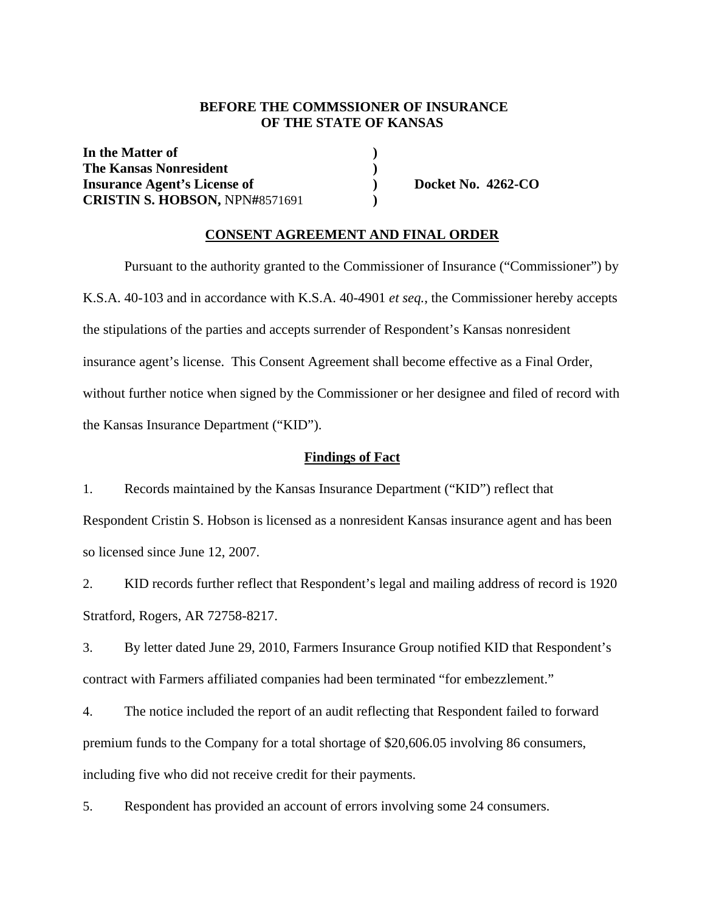**BEFORE THE COMMSSIONER OF INSURANCE**
**OF THE STATE OF KANSAS**

**In the Matter of** )
**The Kansas Nonresident** )
**Insurance Agent's License of** ) **Docket No. 4262-CO**
**CRISTIN S. HOBSON,** NPN#8571691 )

**CONSENT AGREEMENT AND FINAL ORDER**

Pursuant to the authority granted to the Commissioner of Insurance ("Commissioner") by K.S.A. 40-103 and in accordance with K.S.A. 40-4901 *et seq.*, the Commissioner hereby accepts the stipulations of the parties and accepts surrender of Respondent's Kansas nonresident insurance agent's license. This Consent Agreement shall become effective as a Final Order, without further notice when signed by the Commissioner or her designee and filed of record with the Kansas Insurance Department ("KID").

**Findings of Fact**

1. Records maintained by the Kansas Insurance Department ("KID") reflect that Respondent Cristin S. Hobson is licensed as a nonresident Kansas insurance agent and has been so licensed since June 12, 2007.

2. KID records further reflect that Respondent's legal and mailing address of record is 1920 Stratford, Rogers, AR 72758-8217.

3. By letter dated June 29, 2010, Farmers Insurance Group notified KID that Respondent's contract with Farmers affiliated companies had been terminated "for embezzlement."

4. The notice included the report of an audit reflecting that Respondent failed to forward premium funds to the Company for a total shortage of $20,606.05 involving 86 consumers, including five who did not receive credit for their payments.

5. Respondent has provided an account of errors involving some 24 consumers.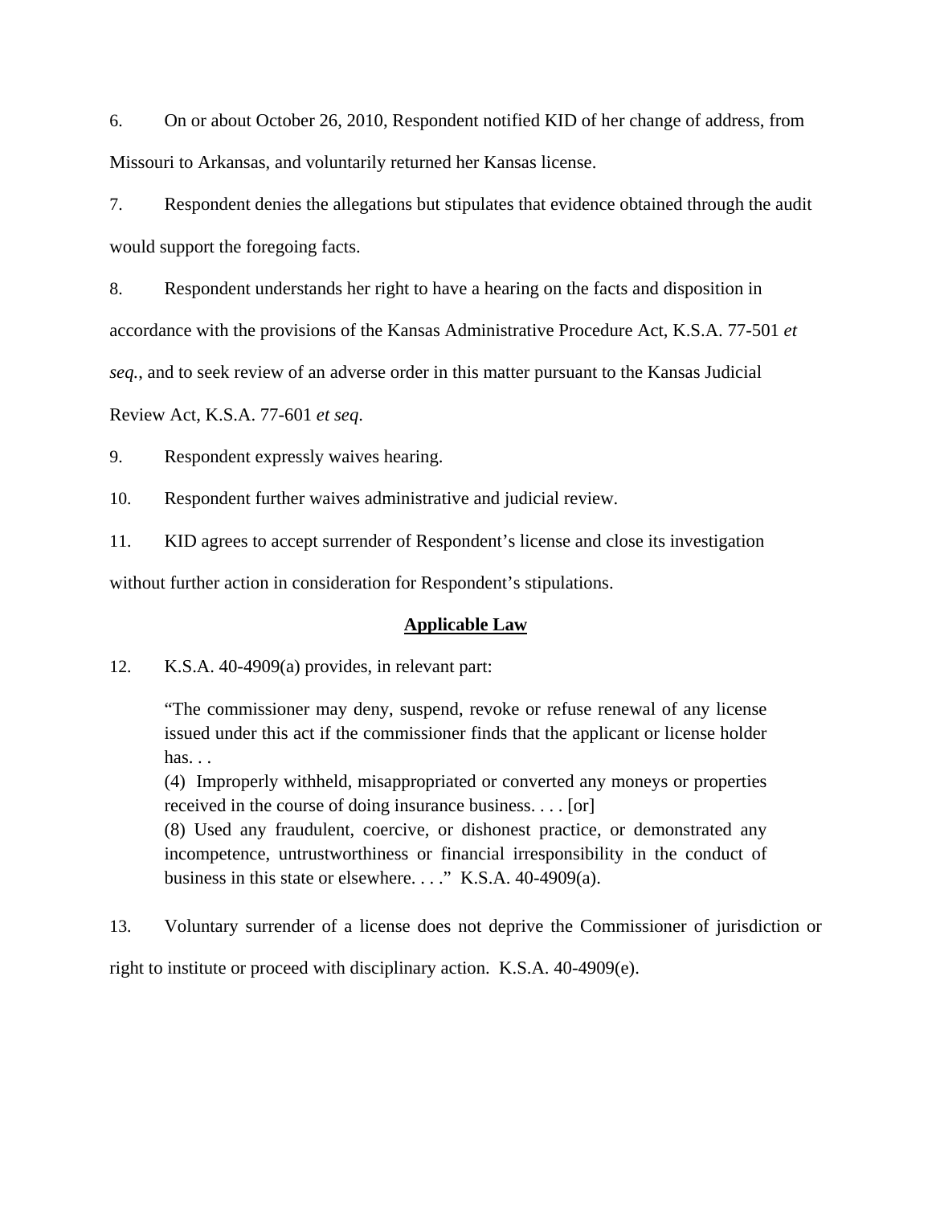6. On or about October 26, 2010, Respondent notified KID of her change of address, from Missouri to Arkansas, and voluntarily returned her Kansas license.

7. Respondent denies the allegations but stipulates that evidence obtained through the audit would support the foregoing facts.

8. Respondent understands her right to have a hearing on the facts and disposition in accordance with the provisions of the Kansas Administrative Procedure Act, K.S.A. 77-501 *et seq.*, and to seek review of an adverse order in this matter pursuant to the Kansas Judicial Review Act, K.S.A. 77-601 *et seq*.

9. Respondent expressly waives hearing.

10. Respondent further waives administrative and judicial review.

11. KID agrees to accept surrender of Respondent's license and close its investigation without further action in consideration for Respondent's stipulations.

## **Applicable Law**

12. K.S.A. 40-4909(a) provides, in relevant part:

> "The commissioner may deny, suspend, revoke or refuse renewal of any license issued under this act if the commissioner finds that the applicant or license holder has. . .
> (4) Improperly withheld, misappropriated or converted any moneys or properties received in the course of doing insurance business. . . . [or]
> (8) Used any fraudulent, coercive, or dishonest practice, or demonstrated any incompetence, untrustworthiness or financial irresponsibility in the conduct of business in this state or elsewhere. . . ." K.S.A. 40-4909(a).

13. Voluntary surrender of a license does not deprive the Commissioner of jurisdiction or right to institute or proceed with disciplinary action. K.S.A. 40-4909(e).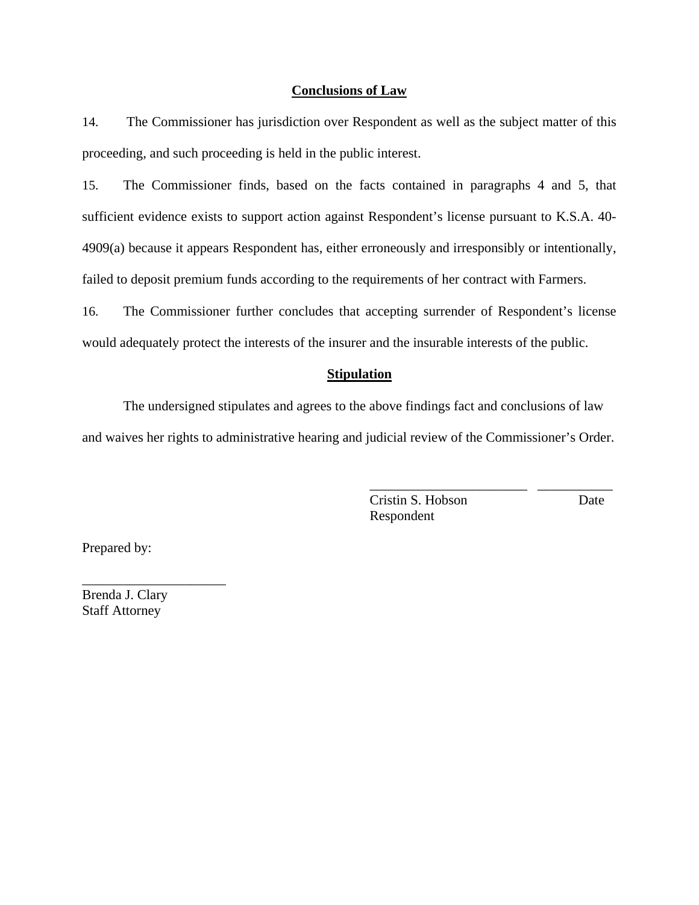## Conclusions of Law

14. The Commissioner has jurisdiction over Respondent as well as the subject matter of this proceeding, and such proceeding is held in the public interest.

15. The Commissioner finds, based on the facts contained in paragraphs 4 and 5, that sufficient evidence exists to support action against Respondent's license pursuant to K.S.A. 40-4909(a) because it appears Respondent has, either erroneously and irresponsibly or intentionally, failed to deposit premium funds according to the requirements of her contract with Farmers.

16. The Commissioner further concludes that accepting surrender of Respondent's license would adequately protect the interests of the insurer and the insurable interests of the public.

## Stipulation

The undersigned stipulates and agrees to the above findings fact and conclusions of law and waives her rights to administrative hearing and judicial review of the Commissioner's Order.

_______________________ ___________
Cristin S. Hobson Date
Respondent

Prepared by:

_____________________
Brenda J. Clary
Staff Attorney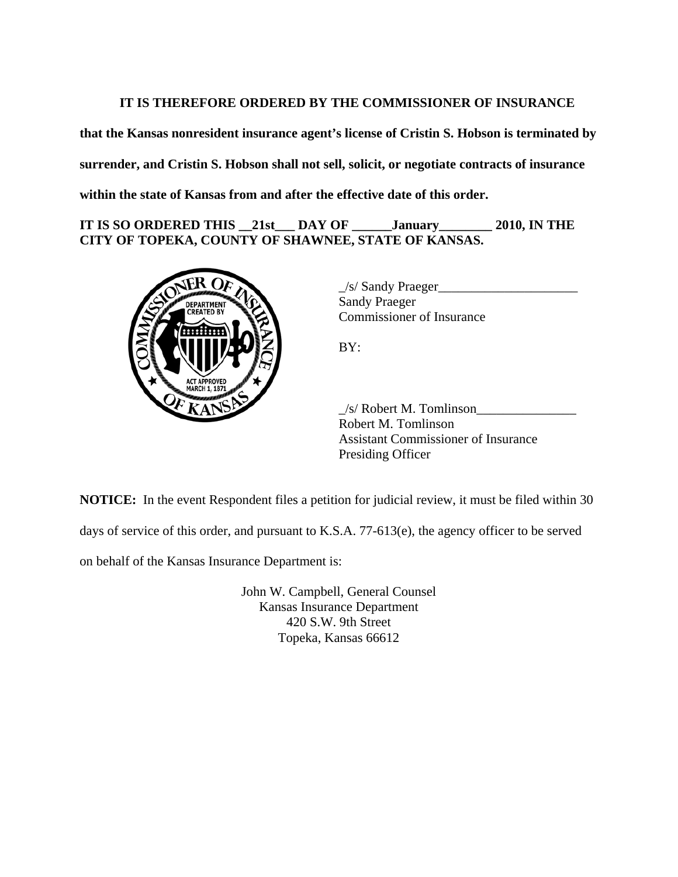**IT IS THEREFORE ORDERED BY THE COMMISSIONER OF INSURANCE that the Kansas nonresident insurance agent's license of Cristin S. Hobson is terminated by surrender, and Cristin S. Hobson shall not sell, solicit, or negotiate contracts of insurance within the state of Kansas from and after the effective date of this order.**

**IT IS SO ORDERED THIS __21st___ DAY OF ______January________ 2010, IN THE CITY OF TOPEKA, COUNTY OF SHAWNEE, STATE OF KANSAS.**

_/s/ Sandy Praeger_____________________
Sandy Praeger
Commissioner of Insurance

BY:

_/s/ Robert M. Tomlinson_______________
Robert M. Tomlinson
Assistant Commissioner of Insurance
Presiding Officer

**NOTICE:** In the event Respondent files a petition for judicial review, it must be filed within 30 days of service of this order, and pursuant to K.S.A. 77-613(e), the agency officer to be served on behalf of the Kansas Insurance Department is:

John W. Campbell, General Counsel
Kansas Insurance Department
420 S.W. 9th Street
Topeka, Kansas 66612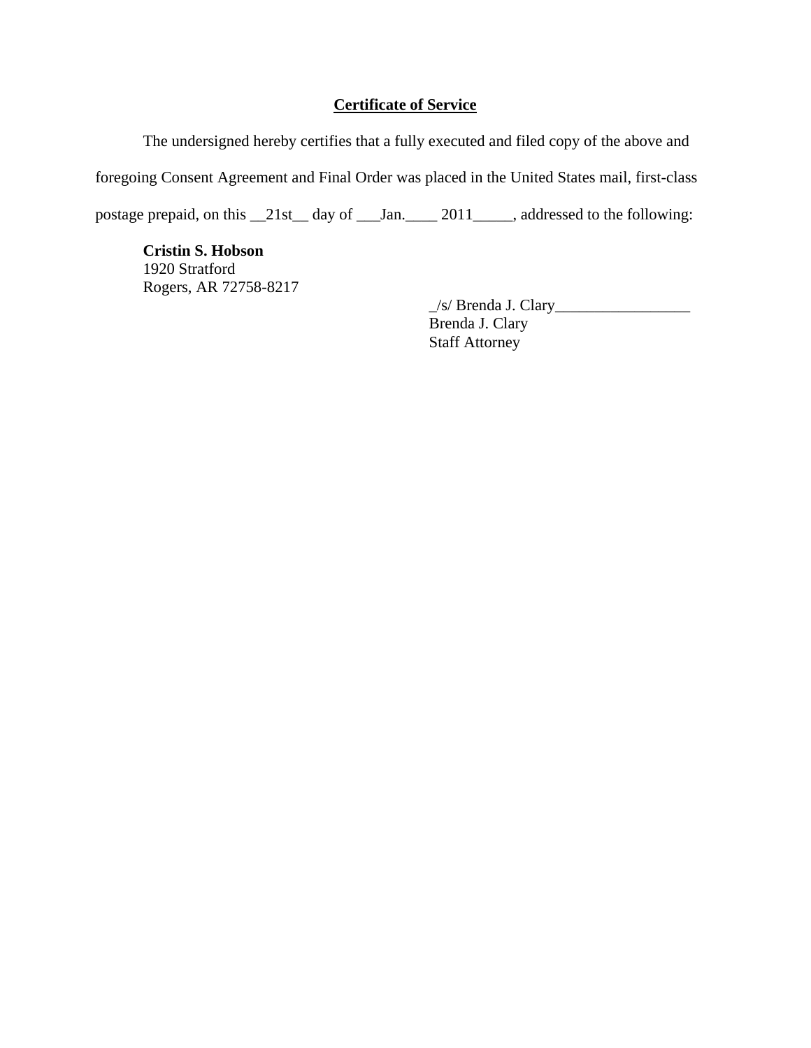**<u>Certificate of Service</u>**

The undersigned hereby certifies that a fully executed and filed copy of the above and foregoing Consent Agreement and Final Order was placed in the United States mail, first-class postage prepaid, on this __21st__ day of ___Jan.____ 2011_____, addressed to the following:

**Cristin S. Hobson**
1920 Stratford
Rogers, AR 72758-8217

_/s/ Brenda J. Clary_________________
Brenda J. Clary
Staff Attorney